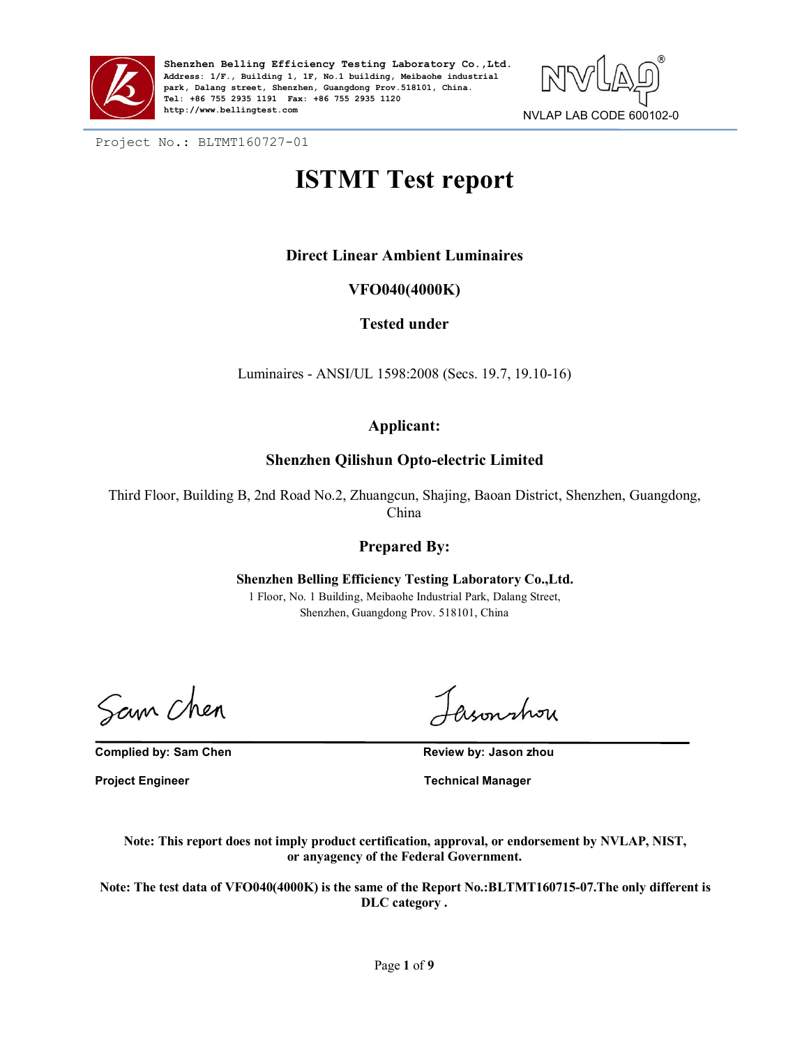Shenzhen Belling Efficiency Testing Laboratory Co.,Ltd.
Address: 1/F., Building 1, 1F, No.1 building, Meibaohe industrial park, Dalang street, Shenzhen, Guangdong Prov.518101, China.
Tel: +86 755 2935 1191 Fax: +86 755 2935 1120
http://www.bellingtest.com

NVLAP LAB CODE 600102-0

Project No.: BLTMT160727-01

# ISTMT Test report

**Direct Linear Ambient Luminaires**

**VFO040(4000K)**

**Tested under**

Luminaires - ANSI/UL 1598:2008 (Secs. 19.7, 19.10-16)

**Applicant:**

**Shenzhen Qilishun Opto-electric Limited**

Third Floor, Building B, 2nd Road No.2, Zhuangcun, Shajing, Baoan District, Shenzhen, Guangdong, China

**Prepared By:**

**Shenzhen Belling Efficiency Testing Laboratory Co.,Ltd.**

1 Floor, No. 1 Building, Meibaohe Industrial Park, Dalang Street, Shenzhen, Guangdong Prov. 518101, China

| Complied by: Sam Chen | Review by: Jason zhou |
|---|---|
| Project Engineer | Technical Manager |

**Note: This report does not imply product certification, approval, or endorsement by NVLAP, NIST, or anyagency of the Federal Government.**

**Note: The test data of VFO040(4000K) is the same of the Report No.:BLTMT160715-07.The only different is DLC category .**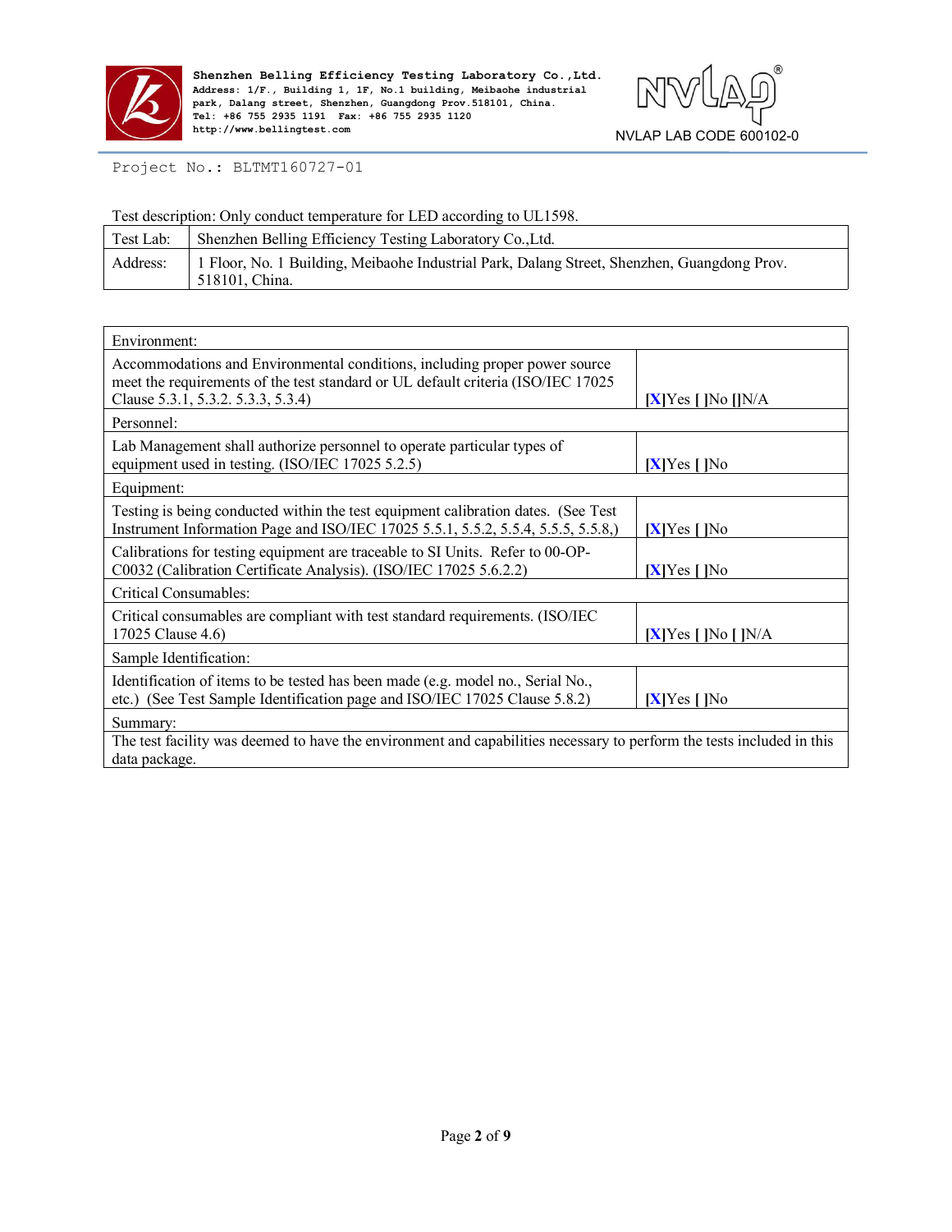Project No.: BLTMT160727-01

Test description: Only conduct temperature for LED according to UL1598.

| Test Lab: | Shenzhen Belling Efficiency Testing Laboratory Co.,Ltd. |
|---|---|
| Address: | 1 Floor, No. 1 Building, Meibaohe Industrial Park, Dalang Street, Shenzhen, Guangdong Prov. 518101, China. |

| Environment: | |
|---|---|
| Accommodations and Environmental conditions, including proper power source meet the requirements of the test standard or UL default criteria (ISO/IEC 17025 Clause 5.3.1, 5.3.2. 5.3.3, 5.3.4) | [X]Yes [ ]No []N/A |
| Personnel: | |
| Lab Management shall authorize personnel to operate particular types of equipment used in testing. (ISO/IEC 17025 5.2.5) | [X]Yes [ ]No |
| Equipment: | |
| Testing is being conducted within the test equipment calibration dates. (See Test Instrument Information Page and ISO/IEC 17025 5.5.1, 5.5.2, 5.5.4, 5.5.5, 5.5.8,) | [X]Yes [ ]No |
| Calibrations for testing equipment are traceable to SI Units. Refer to 00-OP-C0032 (Calibration Certificate Analysis). (ISO/IEC 17025 5.6.2.2) | [X]Yes [ ]No |
| Critical Consumables: | |
| Critical consumables are compliant with test standard requirements. (ISO/IEC 17025 Clause 4.6) | [X]Yes [ ]No [ ]N/A |
| Sample Identification: | |
| Identification of items to be tested has been made (e.g. model no., Serial No., etc.) (See Test Sample Identification page and ISO/IEC 17025 Clause 5.8.2) | [X]Yes [ ]No |
| Summary: | |
| The test facility was deemed to have the environment and capabilities necessary to perform the tests included in this data package. | |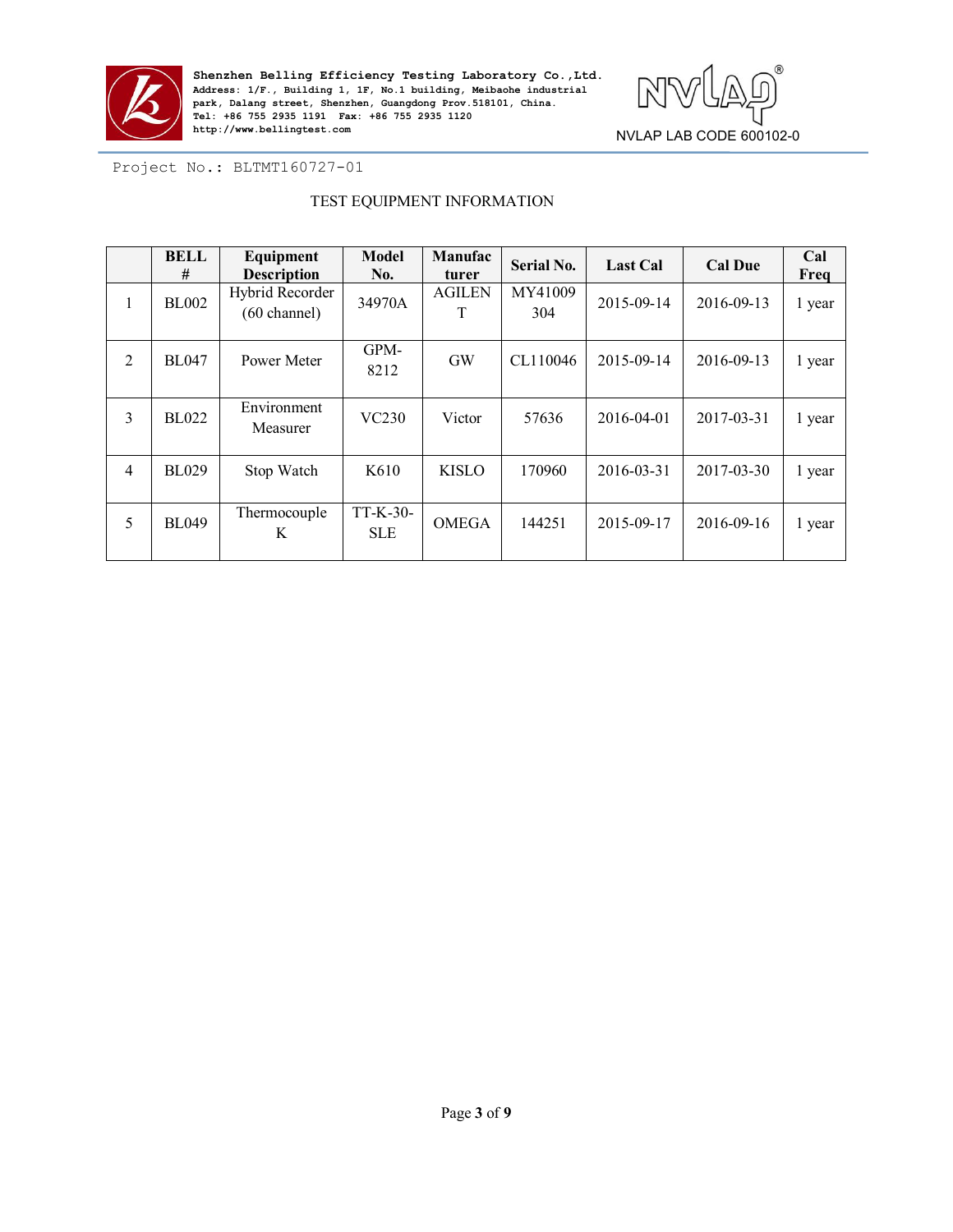Project No.: BLTMT160727-01

TEST EQUIPMENT INFORMATION

| | BELL # | Equipment Description | Model No. | Manufacturer | Serial No. | Last Cal | Cal Due | Cal Freq |
|---|---|---|---|---|---|---|---|---|
| 1 | BL002 | Hybrid Recorder (60 channel) | 34970A | AGILENT | MY41009304 | 2015-09-14 | 2016-09-13 | 1 year |
| 2 | BL047 | Power Meter | GPM-8212 | GW | CL110046 | 2015-09-14 | 2016-09-13 | 1 year |
| 3 | BL022 | Environment Measurer | VC230 | Victor | 57636 | 2016-04-01 | 2017-03-31 | 1 year |
| 4 | BL029 | Stop Watch | K610 | KISLO | 170960 | 2016-03-31 | 2017-03-30 | 1 year |
| 5 | BL049 | Thermocouple K | TT-K-30-SLE | OMEGA | 144251 | 2015-09-17 | 2016-09-16 | 1 year |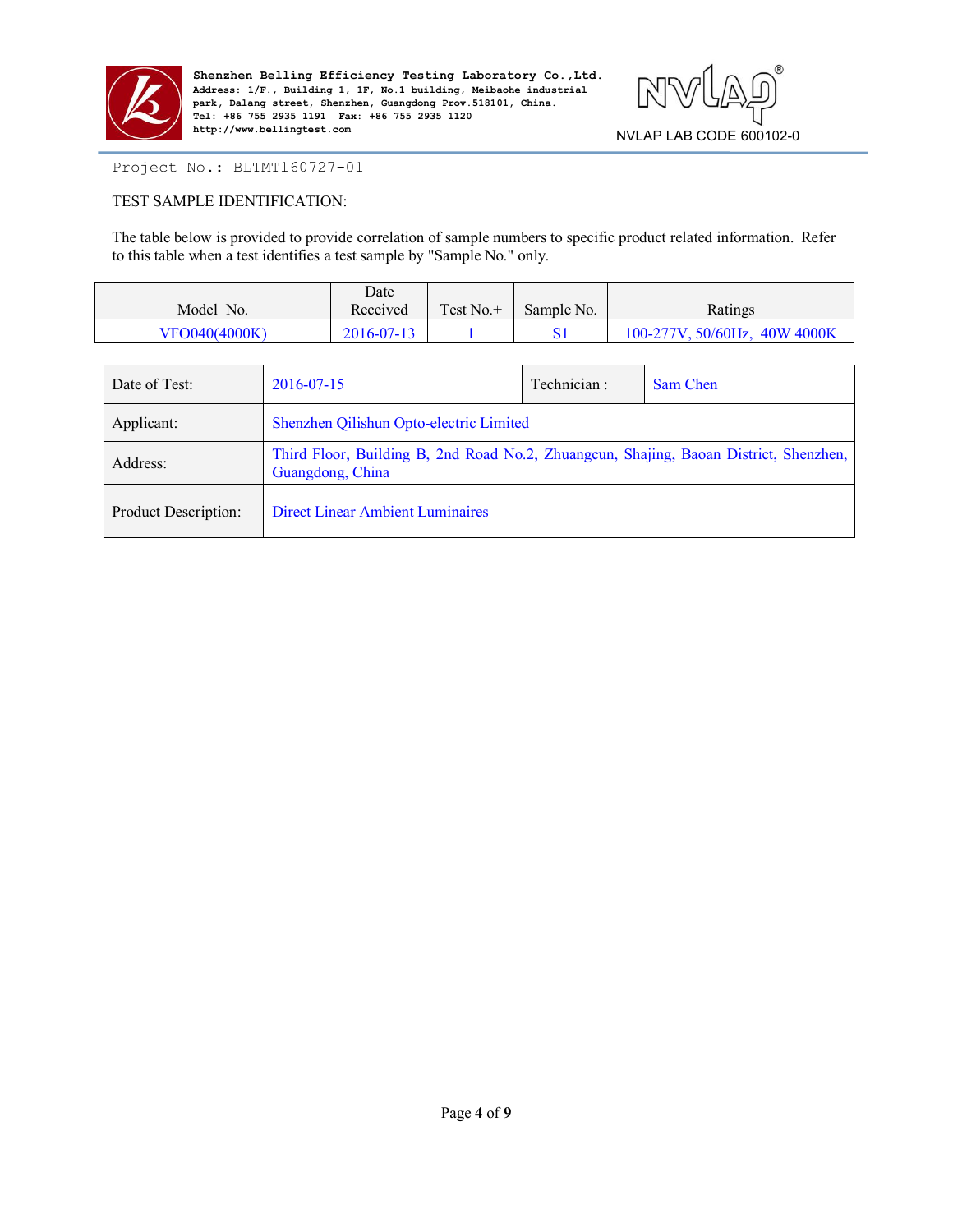Project No.: BLTMT160727-01

TEST SAMPLE IDENTIFICATION:

The table below is provided to provide correlation of sample numbers to specific product related information. Refer to this table when a test identifies a test sample by "Sample No." only.

| Model No. | Date Received | Test No.+ | Sample No. | Ratings |
|---|---|---|---|---|
| VFO040(4000K) | 2016-07-13 | 1 | S1 | 100-277V, 50/60Hz, 40W 4000K |

| Date of Test: | 2016-07-15 | Technician : | Sam Chen |
|---|---|---|---|
| Applicant: | Shenzhen Qilishun Opto-electric Limited | | |
| Address: | Third Floor, Building B, 2nd Road No.2, Zhuangcun, Shajing, Baoan District, Shenzhen, Guangdong, China | | |
| Product Description: | Direct Linear Ambient Luminaires | | |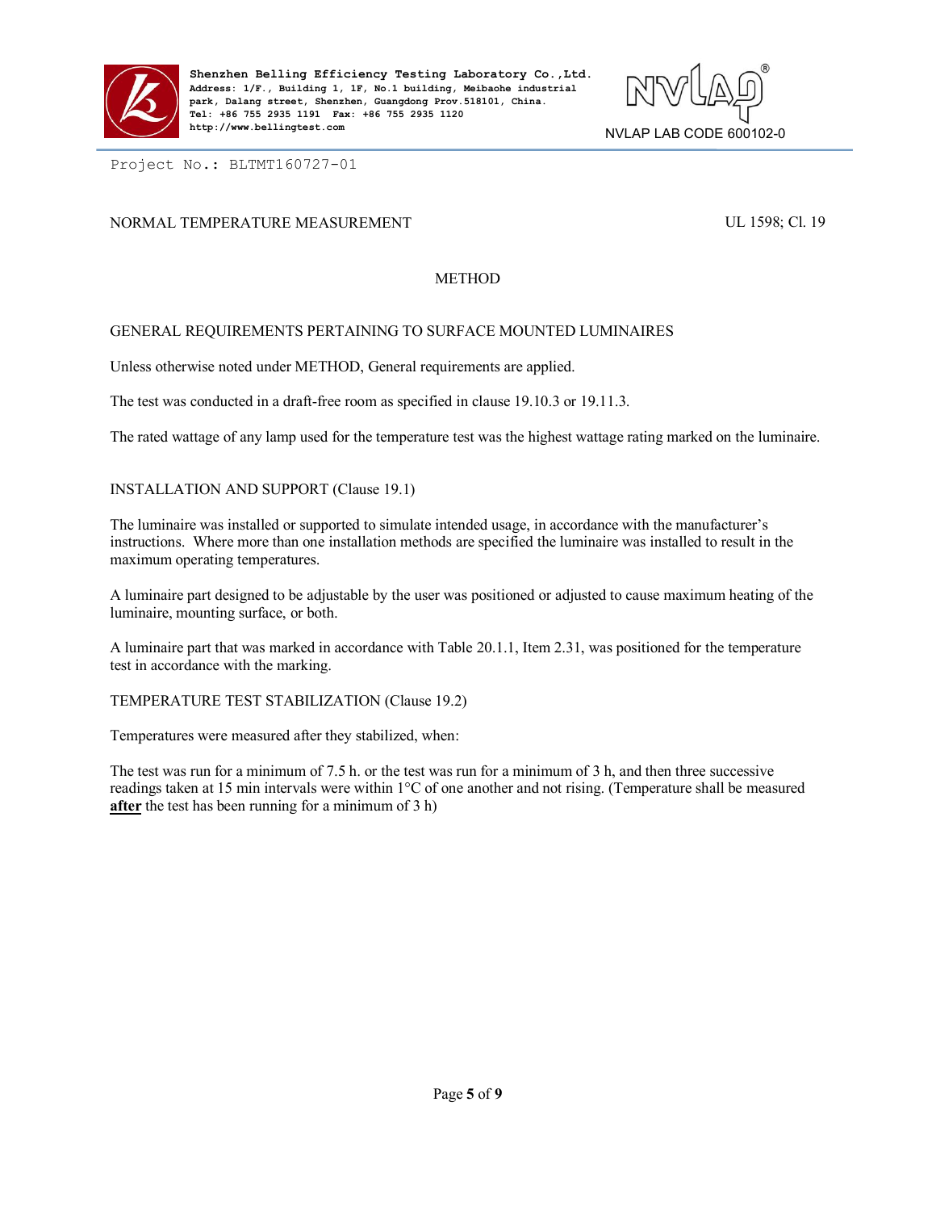NORMAL TEMPERATURE MEASUREMENT UL 1598; Cl. 19

METHOD

GENERAL REQUIREMENTS PERTAINING TO SURFACE MOUNTED LUMINAIRES

Unless otherwise noted under METHOD, General requirements are applied.

The test was conducted in a draft-free room as specified in clause 19.10.3 or 19.11.3.

The rated wattage of any lamp used for the temperature test was the highest wattage rating marked on the luminaire.

INSTALLATION AND SUPPORT (Clause 19.1)

The luminaire was installed or supported to simulate intended usage, in accordance with the manufacturer's instructions. Where more than one installation methods are specified the luminaire was installed to result in the maximum operating temperatures.

A luminaire part designed to be adjustable by the user was positioned or adjusted to cause maximum heating of the luminaire, mounting surface, or both.

A luminaire part that was marked in accordance with Table 20.1.1, Item 2.31, was positioned for the temperature test in accordance with the marking.

TEMPERATURE TEST STABILIZATION (Clause 19.2)

Temperatures were measured after they stabilized, when:

The test was run for a minimum of 7.5 h. or the test was run for a minimum of 3 h, and then three successive readings taken at 15 min intervals were within 1°C of one another and not rising. (Temperature shall be measured **after** the test has been running for a minimum of 3 h)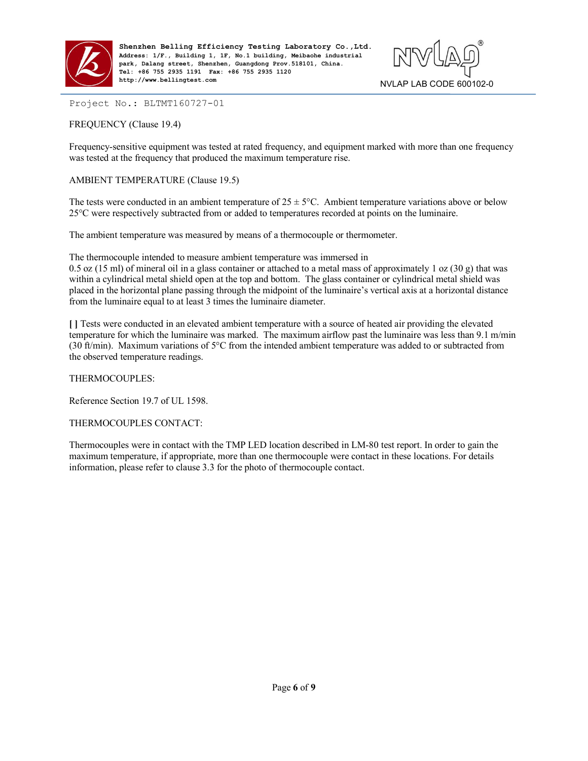Project No.: BLTMT160727-01

FREQUENCY (Clause 19.4)

Frequency-sensitive equipment was tested at rated frequency, and equipment marked with more than one frequency was tested at the frequency that produced the maximum temperature rise.

AMBIENT TEMPERATURE (Clause 19.5)

The tests were conducted in an ambient temperature of 25 ± 5°C. Ambient temperature variations above or below 25°C were respectively subtracted from or added to temperatures recorded at points on the luminaire.

The ambient temperature was measured by means of a thermocouple or thermometer.

The thermocouple intended to measure ambient temperature was immersed in 0.5 oz (15 ml) of mineral oil in a glass container or attached to a metal mass of approximately 1 oz (30 g) that was within a cylindrical metal shield open at the top and bottom. The glass container or cylindrical metal shield was placed in the horizontal plane passing through the midpoint of the luminaire's vertical axis at a horizontal distance from the luminaire equal to at least 3 times the luminaire diameter.

**[ ]** Tests were conducted in an elevated ambient temperature with a source of heated air providing the elevated temperature for which the luminaire was marked. The maximum airflow past the luminaire was less than 9.1 m/min (30 ft/min). Maximum variations of 5°C from the intended ambient temperature was added to or subtracted from the observed temperature readings.

THERMOCOUPLES:

Reference Section 19.7 of UL 1598.

THERMOCOUPLES CONTACT:

Thermocouples were in contact with the TMP LED location described in LM-80 test report. In order to gain the maximum temperature, if appropriate, more than one thermocouple were contact in these locations. For details information, please refer to clause 3.3 for the photo of thermocouple contact.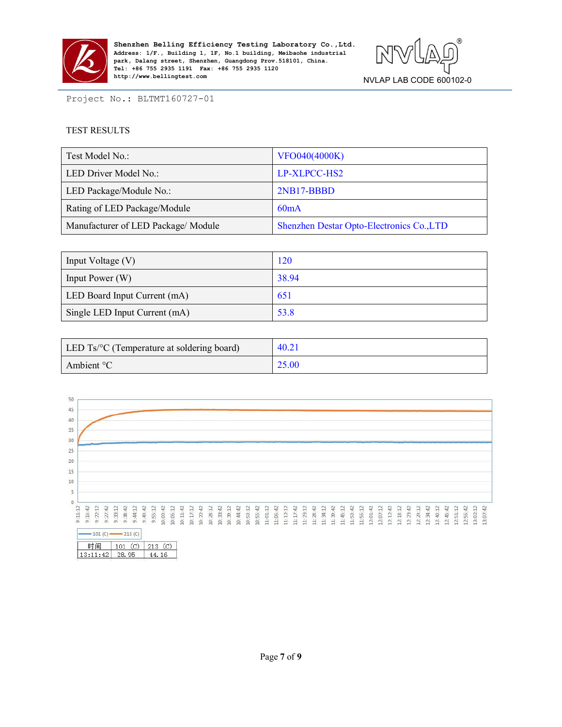Project No.: BLTMT160727-01

TEST RESULTS

| Test Model No.: | VFO040(4000K) |
|---|---|
| LED Driver Model No.: | LP-XLPCC-HS2 |
| LED Package/Module No.: | 2NB17-BBBD |
| Rating of LED Package/Module | 60mA |
| Manufacturer of LED Package/ Module | Shenzhen Destar Opto-Electronics Co.,LTD |

| Input Voltage (V) | 120 |
|---|---|
| Input Power (W) | 38.94 |
| LED Board Input Current (mA) | 651 |
| Single LED Input Current (mA) | 53.8 |

| LED Ts/°C (Temperature at soldering board) | 40.21 |
|---|---|
| Ambient °C | 25.00 |

| 时间 | 101 (C) | 213 (C) |
|---|---|---|
| 13:11:42 | 28.95 | 44.16 |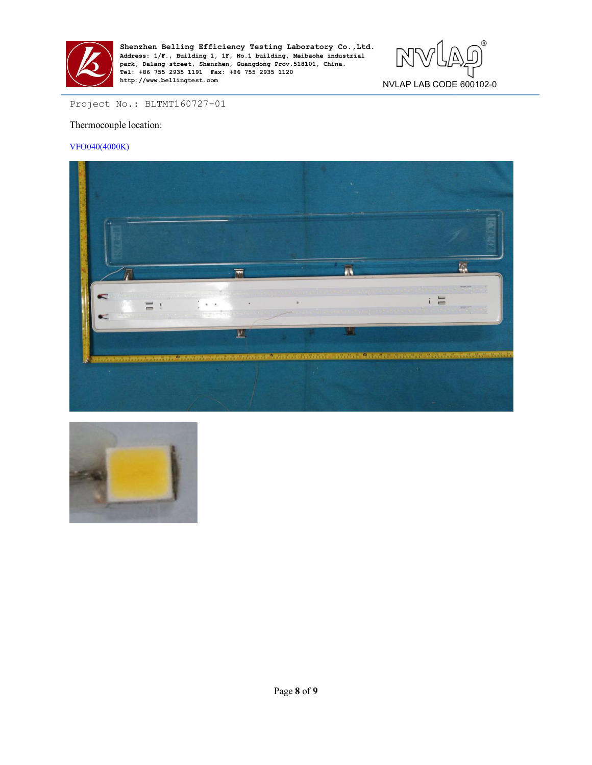Project No.: BLTMT160727-01

Thermocouple location:

VFO040(4000K)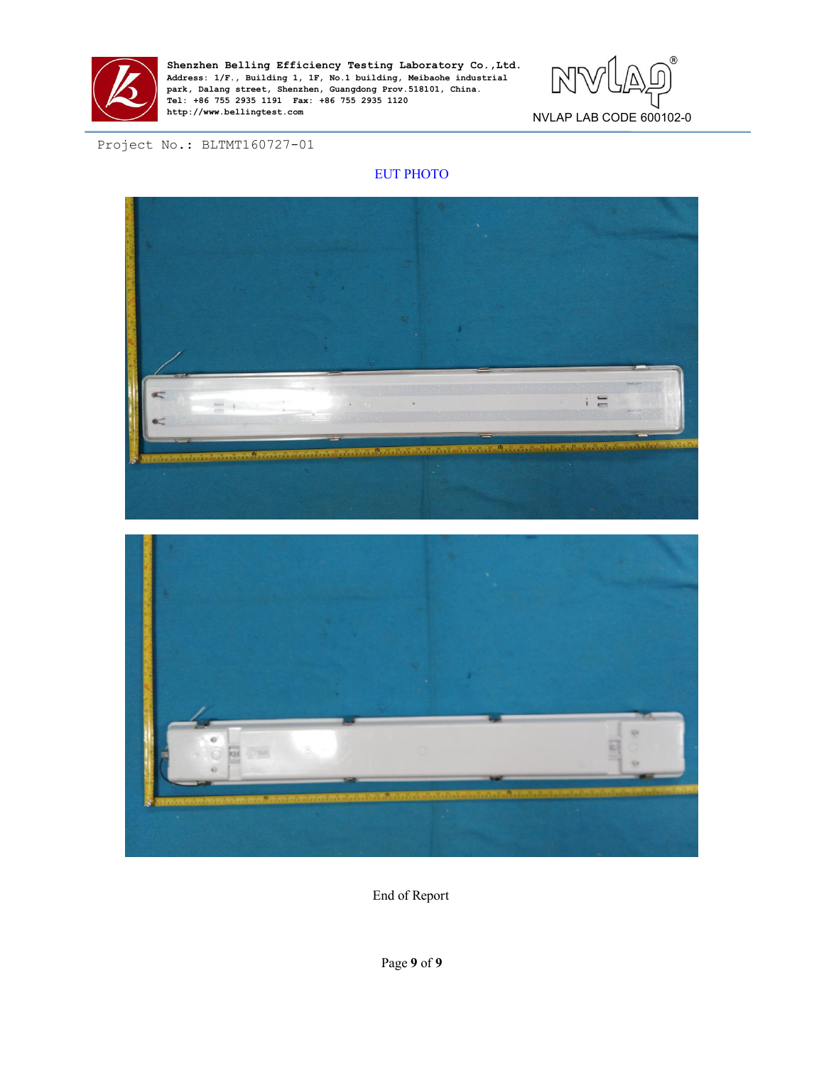Project No.: BLTMT160727-01

## EUT PHOTO

End of Report